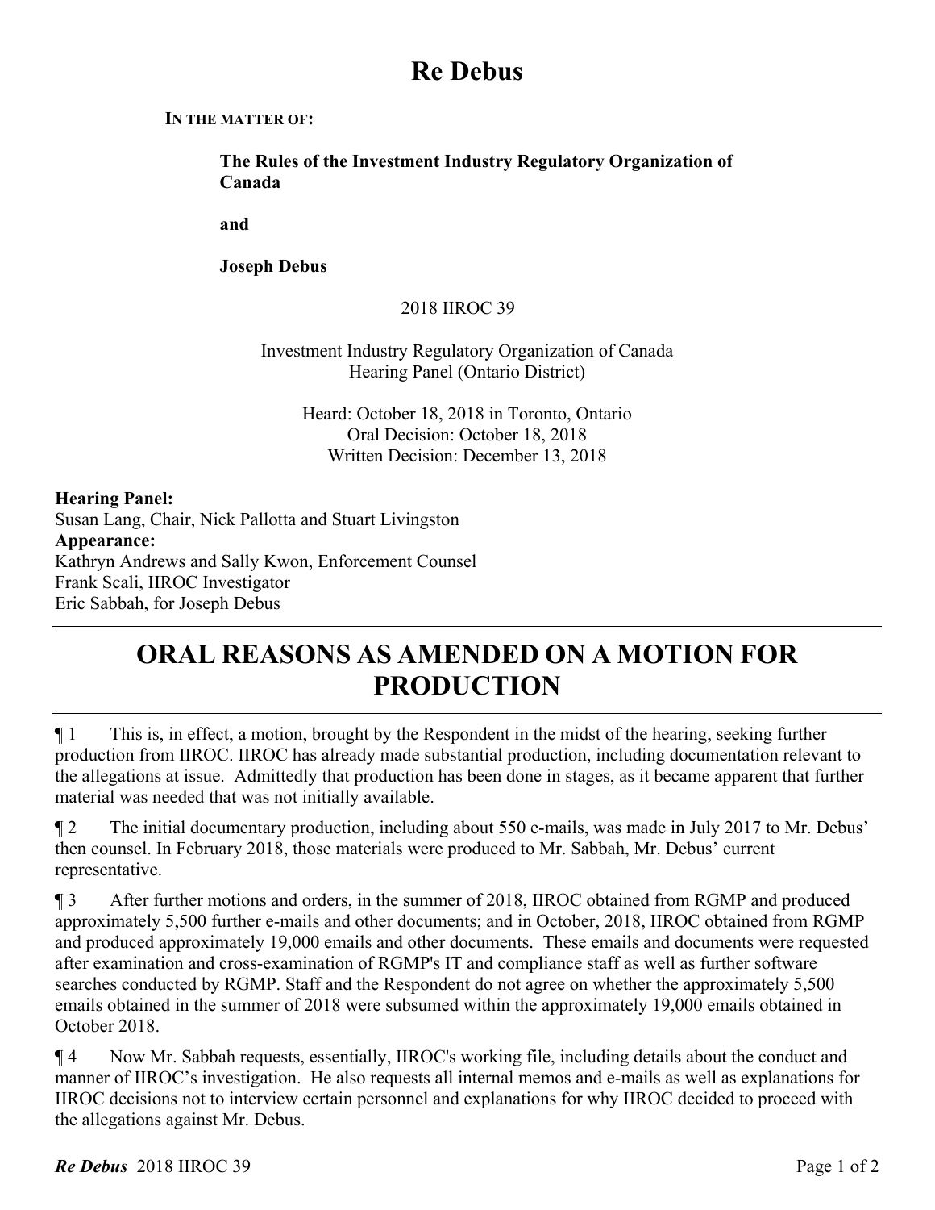# Re Debus

**IN THE MATTER OF:**

**The Rules of the Investment Industry Regulatory Organization of Canada**

**and**

**Joseph Debus**

2018 IIROC 39

Investment Industry Regulatory Organization of Canada
Hearing Panel (Ontario District)

Heard: October 18, 2018 in Toronto, Ontario
Oral Decision: October 18, 2018
Written Decision: December 13, 2018

**Hearing Panel:**
Susan Lang, Chair, Nick Pallotta and Stuart Livingston
**Appearance:**
Kathryn Andrews and Sally Kwon, Enforcement Counsel
Frank Scali, IIROC Investigator
Eric Sabbah, for Joseph Debus

## ORAL REASONS AS AMENDED ON A MOTION FOR PRODUCTION

¶ 1 This is, in effect, a motion, brought by the Respondent in the midst of the hearing, seeking further production from IIROC. IIROC has already made substantial production, including documentation relevant to the allegations at issue. Admittedly that production has been done in stages, as it became apparent that further material was needed that was not initially available.

¶ 2 The initial documentary production, including about 550 e-mails, was made in July 2017 to Mr. Debus' then counsel. In February 2018, those materials were produced to Mr. Sabbah, Mr. Debus' current representative.

¶ 3 After further motions and orders, in the summer of 2018, IIROC obtained from RGMP and produced approximately 5,500 further e-mails and other documents; and in October, 2018, IIROC obtained from RGMP and produced approximately 19,000 emails and other documents. These emails and documents were requested after examination and cross-examination of RGMP's IT and compliance staff as well as further software searches conducted by RGMP. Staff and the Respondent do not agree on whether the approximately 5,500 emails obtained in the summer of 2018 were subsumed within the approximately 19,000 emails obtained in October 2018.

¶ 4 Now Mr. Sabbah requests, essentially, IIROC's working file, including details about the conduct and manner of IIROC's investigation. He also requests all internal memos and e-mails as well as explanations for IIROC decisions not to interview certain personnel and explanations for why IIROC decided to proceed with the allegations against Mr. Debus.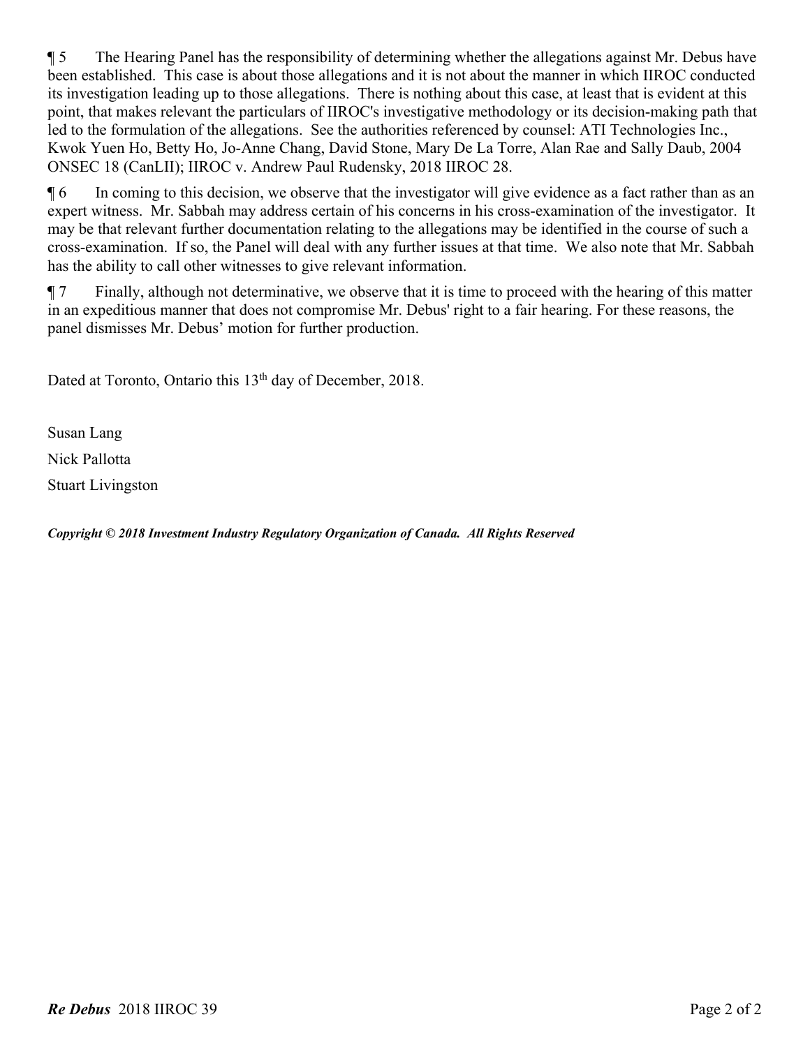¶ 5 The Hearing Panel has the responsibility of determining whether the allegations against Mr. Debus have been established. This case is about those allegations and it is not about the manner in which IIROC conducted its investigation leading up to those allegations. There is nothing about this case, at least that is evident at this point, that makes relevant the particulars of IIROC's investigative methodology or its decision-making path that led to the formulation of the allegations. See the authorities referenced by counsel: ATI Technologies Inc., Kwok Yuen Ho, Betty Ho, Jo-Anne Chang, David Stone, Mary De La Torre, Alan Rae and Sally Daub, 2004 ONSEC 18 (CanLII); IIROC v. Andrew Paul Rudensky, 2018 IIROC 28.

¶ 6 In coming to this decision, we observe that the investigator will give evidence as a fact rather than as an expert witness. Mr. Sabbah may address certain of his concerns in his cross-examination of the investigator. It may be that relevant further documentation relating to the allegations may be identified in the course of such a cross-examination. If so, the Panel will deal with any further issues at that time. We also note that Mr. Sabbah has the ability to call other witnesses to give relevant information.

¶ 7 Finally, although not determinative, we observe that it is time to proceed with the hearing of this matter in an expeditious manner that does not compromise Mr. Debus' right to a fair hearing. For these reasons, the panel dismisses Mr. Debus' motion for further production.

Dated at Toronto, Ontario this 13th day of December, 2018.

Susan Lang

Nick Pallotta

Stuart Livingston

***Copyright © 2018 Investment Industry Regulatory Organization of Canada. All Rights Reserved***